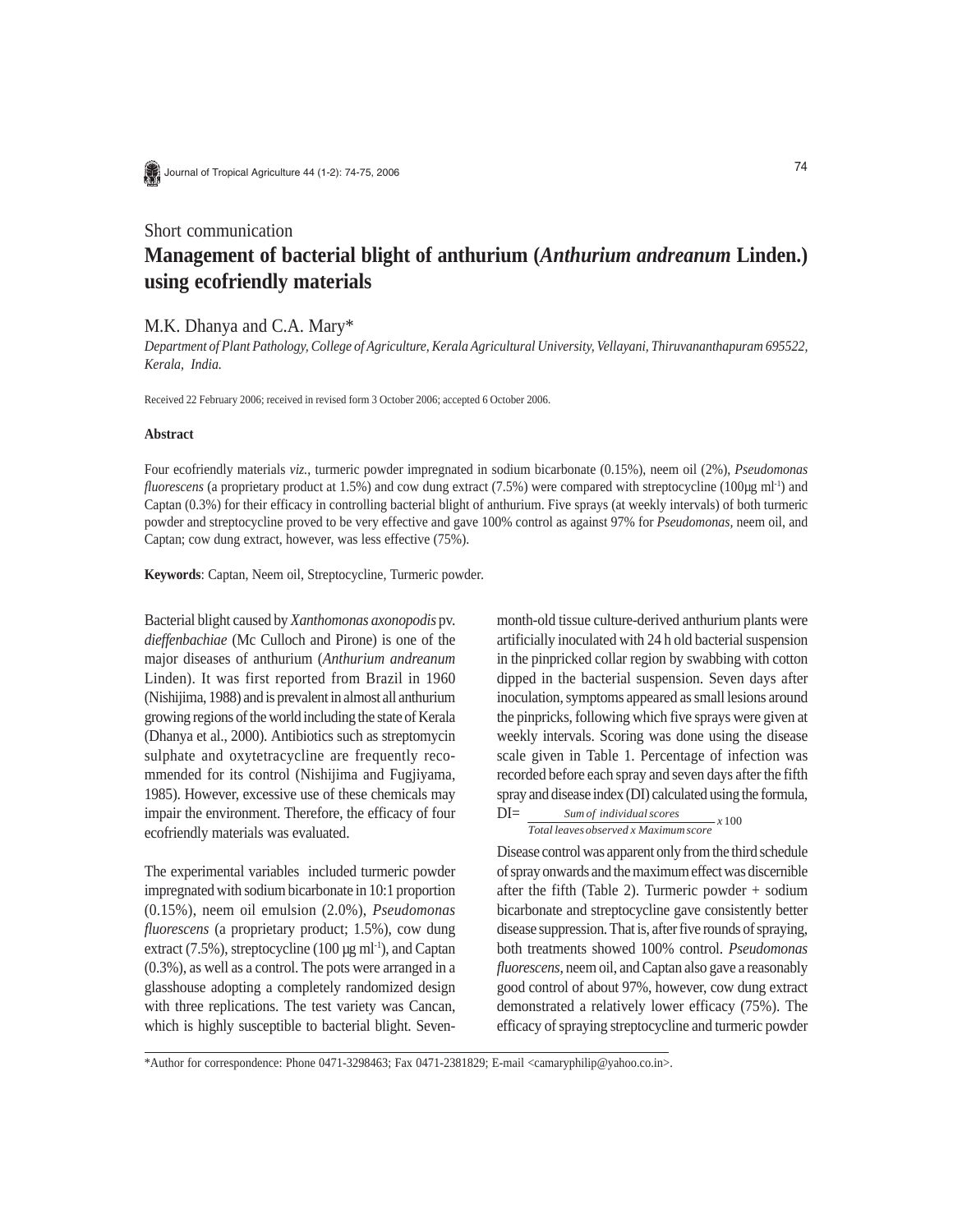Short communication

# Management of bacterial blight of anthurium (*Anthurium andreanum* Linden.) using ecofriendly materials

M.K. Dhanya and C.A. Mary*

*Department of Plant Pathology, College of Agriculture, Kerala Agricultural University, Vellayani, Thiruvananthapuram 695522, Kerala, India.*

Received 22 February 2006; received in revised form 3 October 2006; accepted 6 October 2006.

### Abstract

Four ecofriendly materials *viz.*, turmeric powder impregnated in sodium bicarbonate (0.15%), neem oil (2%), *Pseudomonas fluorescens* (a proprietary product at 1.5%) and cow dung extract (7.5%) were compared with streptocycline (100μg ml$^{-1}$) and Captan (0.3%) for their efficacy in controlling bacterial blight of anthurium. Five sprays (at weekly intervals) of both turmeric powder and streptocycline proved to be very effective and gave 100% control as against 97% for *Pseudomonas*, neem oil, and Captan; cow dung extract, however, was less effective (75%).

**Keywords**: Captan, Neem oil, Streptocycline, Turmeric powder.

Bacterial blight caused by *Xanthomonas axonopodis* pv. *dieffenbachiae* (Mc Culloch and Pirone) is one of the major diseases of anthurium (*Anthurium andreanum* Linden). It was first reported from Brazil in 1960 (Nishijima, 1988) and is prevalent in almost all anthurium growing regions of the world including the state of Kerala (Dhanya et al., 2000). Antibiotics such as streptomycin sulphate and oxytetracycline are frequently recommended for its control (Nishijima and Fugjiyama, 1985). However, excessive use of these chemicals may impair the environment. Therefore, the efficacy of four ecofriendly materials was evaluated.

The experimental variables included turmeric powder impregnated with sodium bicarbonate in 10:1 proportion (0.15%), neem oil emulsion (2.0%), *Pseudomonas fluorescens* (a proprietary product; 1.5%), cow dung extract (7.5%), streptocycline (100 μg ml$^{-1}$), and Captan (0.3%), as well as a control. The pots were arranged in a glasshouse adopting a completely randomized design with three replications. The test variety was Cancan, which is highly susceptible to bacterial blight. Seven-month-old tissue culture-derived anthurium plants were artificially inoculated with 24 h old bacterial suspension in the pinpricked collar region by swabbing with cotton dipped in the bacterial suspension. Seven days after inoculation, symptoms appeared as small lesions around the pinpricks, following which five sprays were given at weekly intervals. Scoring was done using the disease scale given in Table 1. Percentage of infection was recorded before each spray and seven days after the fifth spray and disease index (DI) calculated using the formula,

$$DI = \frac{\text{Sum of individual scores}}{\text{Total leaves observed x Maximum score}} \times 100$$

Disease control was apparent only from the third schedule of spray onwards and the maximum effect was discernible after the fifth (Table 2). Turmeric powder + sodium bicarbonate and streptocycline gave consistently better disease suppression. That is, after five rounds of spraying, both treatments showed 100% control. *Pseudomonas fluorescens*, neem oil, and Captan also gave a reasonably good control of about 97%, however, cow dung extract demonstrated a relatively lower efficacy (75%). The efficacy of spraying streptocycline and turmeric powder

*Author for correspondence: Phone 0471-3298463; Fax 0471-2381829; E-mail <camaryphilip@yahoo.co.in>.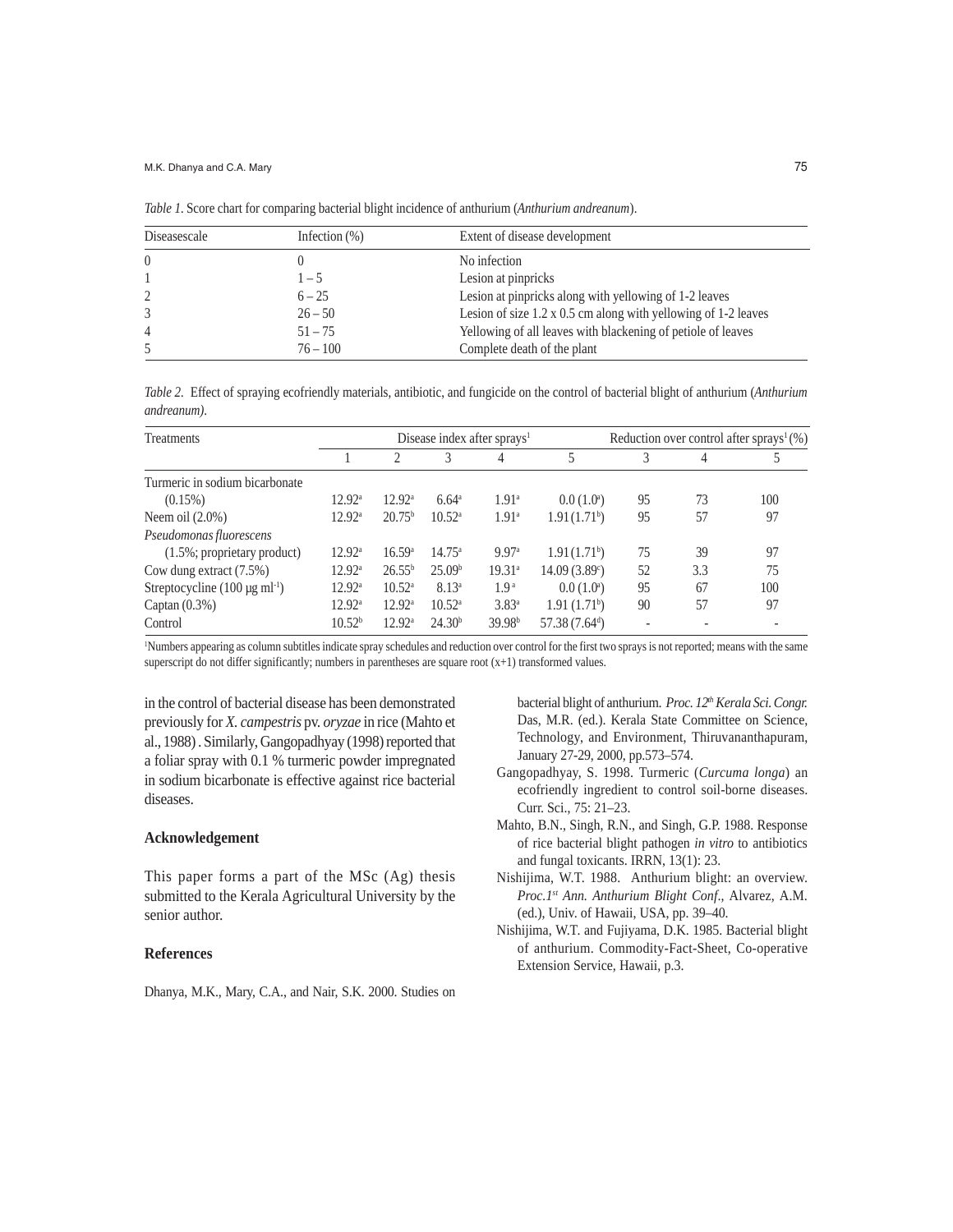*Table 1.* Score chart for comparing bacterial blight incidence of anthurium (*Anthurium andreanum*).

| Diseasescale | Infection (%) | Extent of disease development |
|---|---|---|
| 0 | 0 | No infection |
| 1 | 1 – 5 | Lesion at pinpricks |
| 2 | 6 – 25 | Lesion at pinpricks along with yellowing of 1-2 leaves |
| 3 | 26 – 50 | Lesion of size 1.2 x 0.5 cm along with yellowing of 1-2 leaves |
| 4 | 51 – 75 | Yellowing of all leaves with blackening of petiole of leaves |
| 5 | 76 – 100 | Complete death of the plant |

*Table 2.* Effect of spraying ecofriendly materials, antibiotic, and fungicide on the control of bacterial blight of anthurium (*Anthurium andreanum).*

| Treatments | Disease index after sprays[1] | | | | | Reduction over control after sprays[1] (%) | | |
|---|---|---|---|---|---|---|---|---|
| | 1 | 2 | 3 | 4 | 5 | 3 | 4 | 5 |
| Turmeric in sodium bicarbonate (0.15%) | 12.92[a] | 12.92[a] | 6.64[a] | 1.91[a] | 0.0 (1.0[a]) | 95 | 73 | 100 |
| Neem oil (2.0%) | 12.92[a] | 20.75[b] | 10.52[a] | 1.91[a] | 1.91 (1.71[b]) | 95 | 57 | 97 |
| *Pseudomonas fluorescens* (1.5%; proprietary product) | 12.92[a] | 16.59[a] | 14.75[a] | 9.97[a] | 1.91 (1.71[b]) | 75 | 39 | 97 |
| Cow dung extract (7.5%) | 12.92[a] | 26.55[b] | 25.09[b] | 19.31[a] | 14.09 (3.89[c]) | 52 | 3.3 | 75 |
| Streptocycline (100 µg ml$^{-1}$) | 12.92[a] | 10.52[a] | 8.13[a] | 1.9[a] | 0.0 (1.0[a]) | 95 | 67 | 100 |
| Captan (0.3%) | 12.92[a] | 12.92[a] | 10.52[a] | 3.83[a] | 1.91 (1.71[b]) | 90 | 57 | 97 |
| Control | 10.52[b] | 12.92[a] | 24.30[b] | 39.98[b] | 57.38 (7.64[d]) | - | - | - |

[1]Numbers appearing as column subtitles indicate spray schedules and reduction over control for the first two sprays is not reported; means with the same superscript do not differ significantly; numbers in parentheses are square root (x+1) transformed values.

in the control of bacterial disease has been demonstrated previously for *X. campestris* pv. *oryzae* in rice (Mahto et al., 1988) . Similarly, Gangopadhyay (1998) reported that a foliar spray with 0.1 % turmeric powder impregnated in sodium bicarbonate is effective against rice bacterial diseases.

### Acknowledgement

This paper forms a part of the MSc (Ag) thesis submitted to the Kerala Agricultural University by the senior author.

### References

Dhanya, M.K., Mary, C.A., and Nair, S.K. 2000. Studies on bacterial blight of anthurium. *Proc. 12th Kerala Sci. Congr.* Das, M.R. (ed.). Kerala State Committee on Science, Technology, and Environment, Thiruvananthapuram, January 27-29, 2000, pp.573–574.

Gangopadhyay, S. 1998. Turmeric (*Curcuma longa*) an ecofriendly ingredient to control soil-borne diseases. Curr. Sci., 75: 21–23.

Mahto, B.N., Singh, R.N., and Singh, G.P. 1988. Response of rice bacterial blight pathogen *in vitro* to antibiotics and fungal toxicants. IRRN, 13(1): 23.

Nishijima, W.T. 1988. Anthurium blight: an overview. *Proc.1st Ann. Anthurium Blight Conf.*, Alvarez, A.M. (ed.), Univ. of Hawaii, USA, pp. 39–40.

Nishijima, W.T. and Fujiyama, D.K. 1985. Bacterial blight of anthurium. Commodity-Fact-Sheet, Co-operative Extension Service, Hawaii, p.3.